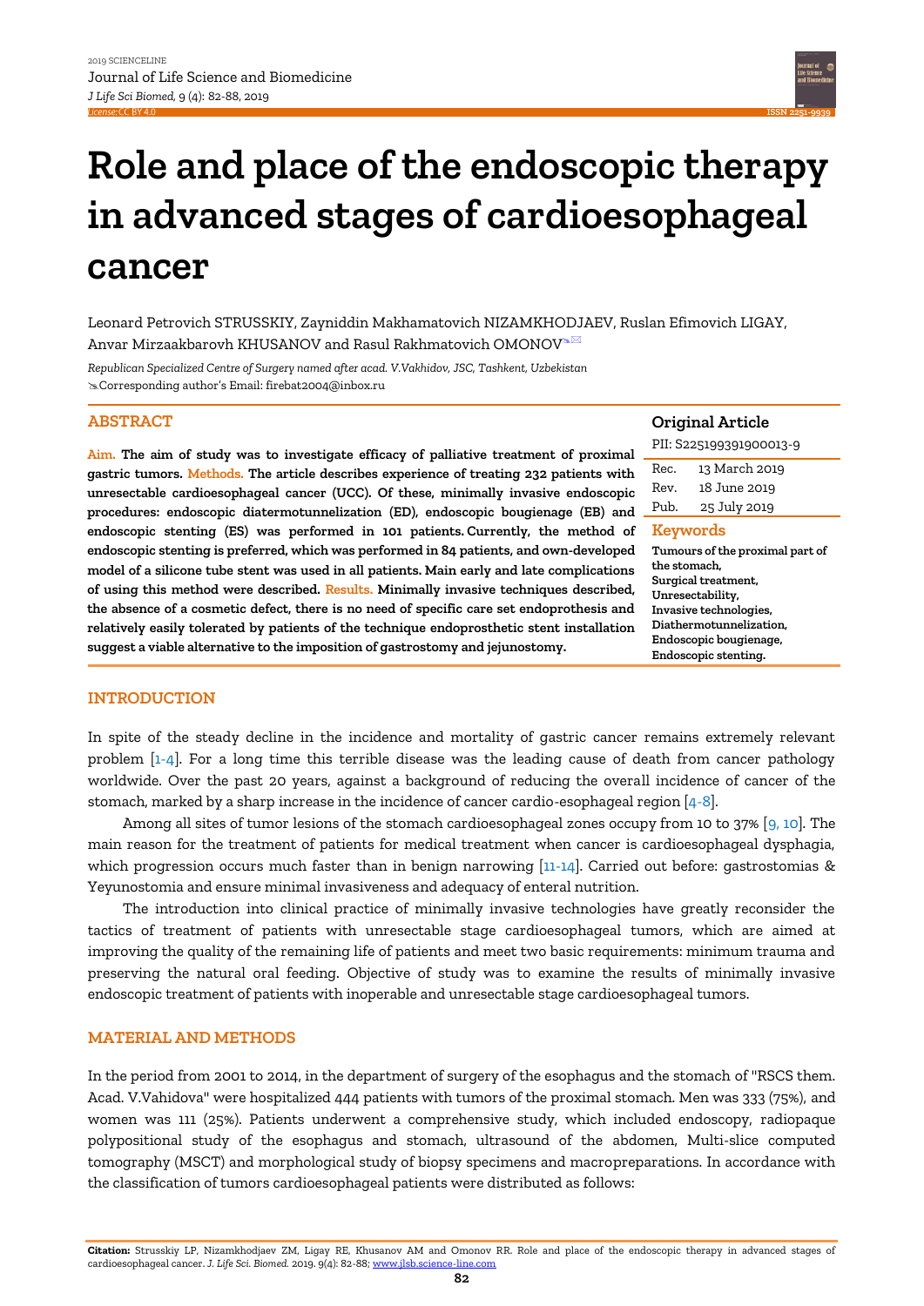# Role and place of the endoscopic therapy in advanced stages of cardioesophageal cancer

Leonard Petrovich STRUSSKIY, Zayniddin Makhamatovich NIZAMKHODJAEV, Ruslan Efimovich LIGAY, Anvar Mirzaakbarovh KHUSANOV and Rasul Rakhmatovich OMONOV

*Republican Specialized Centre of Surgery named after acad. V.Vakhidov, JSC, Tashkent, Uzbekistan*
Corresponding author's Email: firebat2004@inbox.ru

## ABSTRACT

**Aim.** **The aim of study was to investigate efficacy of palliative treatment of proximal gastric tumors.** **Methods.** **The article describes experience of treating 232 patients with unresectable cardioesophageal cancer (UCC). Of these, minimally invasive endoscopic procedures: endoscopic diatermotunnelization (ED), endoscopic bougienage (EB) and endoscopic stenting (ES) was performed in 101 patients. Currently, the method of endoscopic stenting is preferred, which was performed in 84 patients, and own-developed model of a silicone tube stent was used in all patients. Main early and late complications of using this method were described.** **Results.** **Minimally invasive techniques described, the absence of a cosmetic defect, there is no need of specific care set endoprothesis and relatively easily tolerated by patients of the technique endoprosthetic stent installation suggest a viable alternative to the imposition of gastrostomy and jejunostomy.**

**Original Article**

PII: S225199391900013-9

| | |
|---|---|
| Rec. | 13 March 2019 |
| Rev. | 18 June 2019 |
| Pub. | 25 July 2019 |

**Keywords**

**Tumours of the proximal part of the stomach, Surgical treatment, Unresectability, Invasive technologies, Diathermotunnelization, Endoscopic bougienage, Endoscopic stenting.**

## INTRODUCTION

In spite of the steady decline in the incidence and mortality of gastric cancer remains extremely relevant problem [1-4]. For a long time this terrible disease was the leading cause of death from cancer pathology worldwide. Over the past 20 years, against a background of reducing the overall incidence of cancer of the stomach, marked by a sharp increase in the incidence of cancer cardio-esophageal region [4-8].

Among all sites of tumor lesions of the stomach cardioesophageal zones occupy from 10 to 37% [9, 10]. The main reason for the treatment of patients for medical treatment when cancer is cardioesophageal dysphagia, which progression occurs much faster than in benign narrowing [11-14]. Carried out before: gastrostomias & Yeyunostomia and ensure minimal invasiveness and adequacy of enteral nutrition.

The introduction into clinical practice of minimally invasive technologies have greatly reconsider the tactics of treatment of patients with unresectable stage cardioesophageal tumors, which are aimed at improving the quality of the remaining life of patients and meet two basic requirements: minimum trauma and preserving the natural oral feeding. Objective of study was to examine the results of minimally invasive endoscopic treatment of patients with inoperable and unresectable stage cardioesophageal tumors.

## MATERIAL AND METHODS

In the period from 2001 to 2014, in the department of surgery of the esophagus and the stomach of "RSCS them. Acad. V.Vahidova" were hospitalized 444 patients with tumors of the proximal stomach. Men was 333 (75%), and women was 111 (25%). Patients underwent a comprehensive study, which included endoscopy, radiopaque polypositional study of the esophagus and stomach, ultrasound of the abdomen, Multi-slice computed tomography (MSCT) and morphological study of biopsy specimens and macropreparations. In accordance with the classification of tumors cardioesophageal patients were distributed as follows: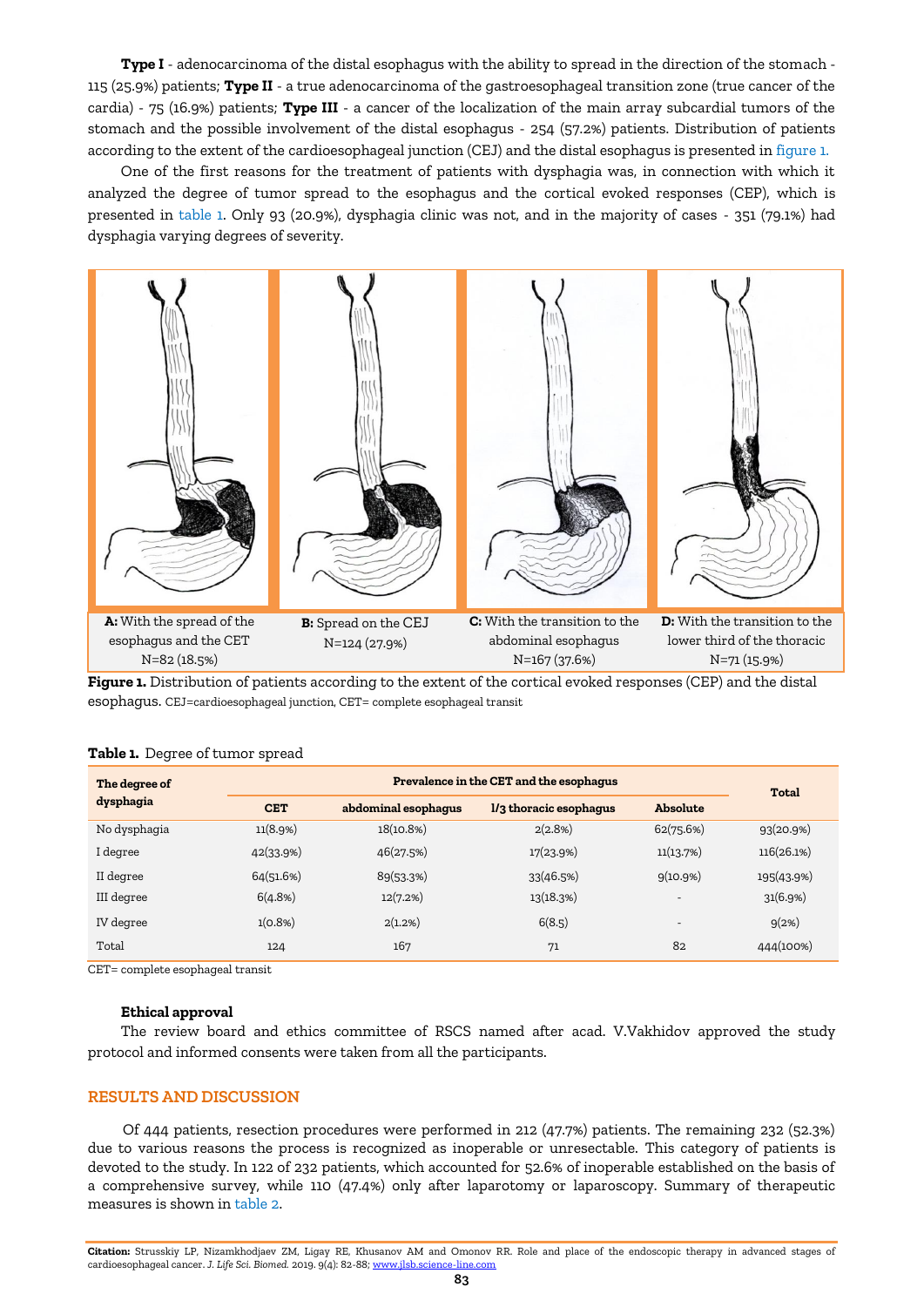**Type I** - adenocarcinoma of the distal esophagus with the ability to spread in the direction of the stomach - 115 (25.9%) patients; **Type II** - a true adenocarcinoma of the gastroesophageal transition zone (true cancer of the cardia) - 75 (16.9%) patients; **Type III** - a cancer of the localization of the main array subcardial tumors of the stomach and the possible involvement of the distal esophagus - 254 (57.2%) patients. Distribution of patients according to the extent of the cardioesophageal junction (CEJ) and the distal esophagus is presented in figure 1.

One of the first reasons for the treatment of patients with dysphagia was, in connection with which it analyzed the degree of tumor spread to the esophagus and the cortical evoked responses (CEP), which is presented in table 1. Only 93 (20.9%), dysphagia clinic was not, and in the majority of cases - 351 (79.1%) had dysphagia varying degrees of severity.

**A:** With the spread of the esophagus and the CET N=82 (18.5%)

**B:** Spread on the CEJ N=124 (27.9%)

**C:** With the transition to the abdominal esophagus N=167 (37.6%)

**D:** With the transition to the lower third of the thoracic N=71 (15.9%)

**Figure 1.** Distribution of patients according to the extent of the cortical evoked responses (CEP) and the distal esophagus. CEJ=cardioesophageal junction, CET= complete esophageal transit

**Table 1.** Degree of tumor spread

| The degree of dysphagia | Prevalence in the CET and the esophagus | | | | Total |
|---|---|---|---|---|---|
| | CET | abdominal esophagus | l/3 thoracic esophagus | Absolute | |
| No dysphagia | 11(8.9%) | 18(10.8%) | 2(2.8%) | 62(75.6%) | 93(20.9%) |
| I degree | 42(33.9%) | 46(27.5%) | 17(23.9%) | 11(13.7%) | 116(26.1%) |
| II degree | 64(51.6%) | 89(53.3%) | 33(46.5%) | 9(10.9%) | 195(43.9%) |
| III degree | 6(4.8%) | 12(7.2%) | 13(18.3%) | - | 31(6.9%) |
| IV degree | 1(0.8%) | 2(1.2%) | 6(8.5) | - | 9(2%) |
| Total | 124 | 167 | 71 | 82 | 444(100%) |

CET= complete esophageal transit

### Ethical approval

The review board and ethics committee of RSCS named after acad. V.Vakhidov approved the study protocol and informed consents were taken from all the participants.

## RESULTS AND DISCUSSION

Of 444 patients, resection procedures were performed in 212 (47.7%) patients. The remaining 232 (52.3%) due to various reasons the process is recognized as inoperable or unresectable. This category of patients is devoted to the study. In 122 of 232 patients, which accounted for 52.6% of inoperable established on the basis of a comprehensive survey, while 110 (47.4%) only after laparotomy or laparoscopy. Summary of therapeutic measures is shown in table 2.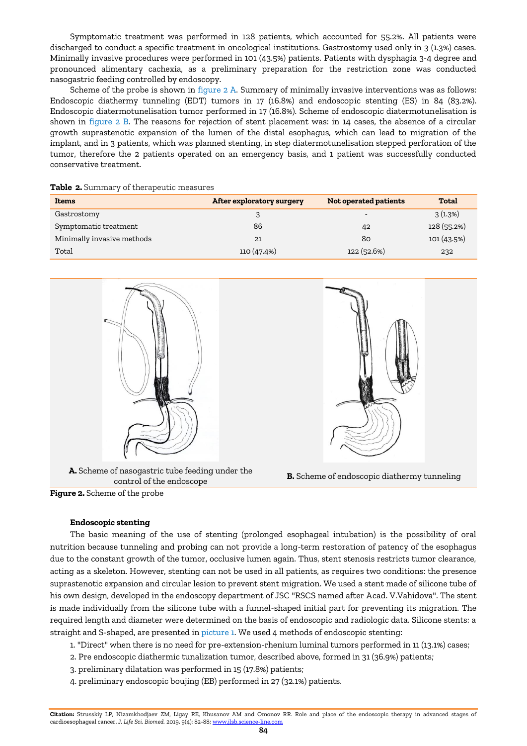Symptomatic treatment was performed in 128 patients, which accounted for 55.2%. All patients were discharged to conduct a specific treatment in oncological institutions. Gastrostomy used only in 3 (1.3%) cases. Minimally invasive procedures were performed in 101 (43.5%) patients. Patients with dysphagia 3-4 degree and pronounced alimentary cachexia, as a preliminary preparation for the restriction zone was conducted nasogastric feeding controlled by endoscopy.

Scheme of the probe is shown in figure 2 A. Summary of minimally invasive interventions was as follows: Endoscopic diathermy tunneling (EDT) tumors in 17 (16.8%) and endoscopic stenting (ES) in 84 (83.2%). Endoscopic diatermotunelisation tumor performed in 17 (16.8%). Scheme of endoscopic diatermotunelisation is shown in figure 2 B. The reasons for rejection of stent placement was: in 14 cases, the absence of a circular growth suprastenotic expansion of the lumen of the distal esophagus, which can lead to migration of the implant, and in 3 patients, which was planned stenting, in step diatermotunelisation stepped perforation of the tumor, therefore the 2 patients operated on an emergency basis, and 1 patient was successfully conducted conservative treatment.

**Table 2.** Summary of therapeutic measures

| Items | After exploratory surgery | Not operated patients | Total |
|---|---|---|---|
| Gastrostomy | 3 | - | 3 (1.3%) |
| Symptomatic treatment | 86 | 42 | 128 (55.2%) |
| Minimally invasive methods | 21 | 80 | 101 (43.5%) |
| Total | 110 (47.4%) | 122 (52.6%) | 232 |

**A.** Scheme of nasogastric tube feeding under the control of the endoscope

**B.** Scheme of endoscopic diathermy tunneling

**Figure 2.** Scheme of the probe

### Endoscopic stenting

The basic meaning of the use of stenting (prolonged esophageal intubation) is the possibility of oral nutrition because tunneling and probing can not provide a long-term restoration of patency of the esophagus due to the constant growth of the tumor, occlusive lumen again. Thus, stent stenosis restricts tumor clearance, acting as a skeleton. However, stenting can not be used in all patients, as requires two conditions: the presence suprastenotic expansion and circular lesion to prevent stent migration. We used a stent made of silicone tube of his own design, developed in the endoscopy department of JSC "RSCS named after Acad. V.Vahidova". The stent is made individually from the silicone tube with a funnel-shaped initial part for preventing its migration. The required length and diameter were determined on the basis of endoscopic and radiologic data. Silicone stents: a straight and S-shaped, are presented in picture 1. We used 4 methods of endoscopic stenting:

1. "Direct" when there is no need for pre-extension-rhenium luminal tumors performed in 11 (13.1%) cases;
2. Pre endoscopic diathermic tunalization tumor, described above, formed in 31 (36.9%) patients;
3. preliminary dilatation was performed in 15 (17.8%) patients;
4. preliminary endoscopic boujing (EB) performed in 27 (32.1%) patients.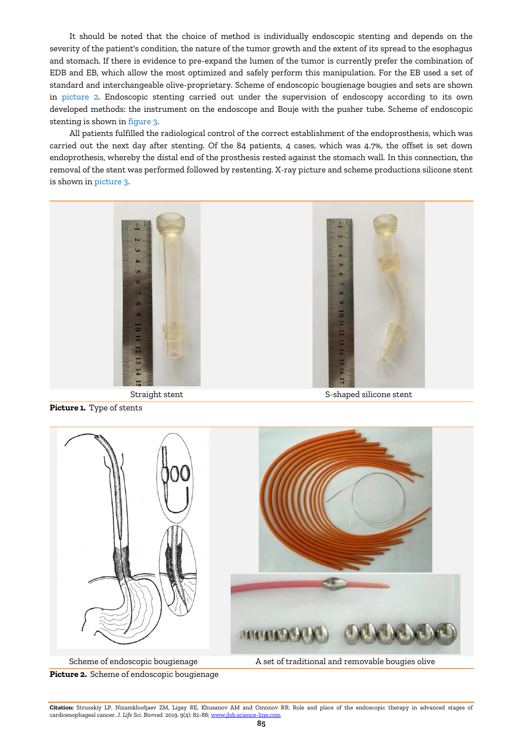It should be noted that the choice of method is individually endoscopic stenting and depends on the severity of the patient's condition, the nature of the tumor growth and the extent of its spread to the esophagus and stomach. If there is evidence to pre-expand the lumen of the tumor is currently prefer the combination of EDB and EB, which allow the most optimized and safely perform this manipulation. For the EB used a set of standard and interchangeable olive-proprietary. Scheme of endoscopic bougienage bougies and sets are shown in picture 2. Endoscopic stenting carried out under the supervision of endoscopy according to its own developed methods: the instrument on the endoscope and Bouje with the pusher tube. Scheme of endoscopic stenting is shown in figure 3.

All patients fulfilled the radiological control of the correct establishment of the endoprosthesis, which was carried out the next day after stenting. Of the 84 patients, 4 cases, which was 4.7%, the offset is set down endoprothesis, whereby the distal end of the prosthesis rested against the stomach wall. In this connection, the removal of the stent was performed followed by restenting. X-ray picture and scheme productions silicone stent is shown in picture 3.

Straight stent

S-shaped silicone stent

**Picture 1.** Type of stents

Scheme of endoscopic bougienage

A set of traditional and removable bougies olive

**Picture 2.** Scheme of endoscopic bougienage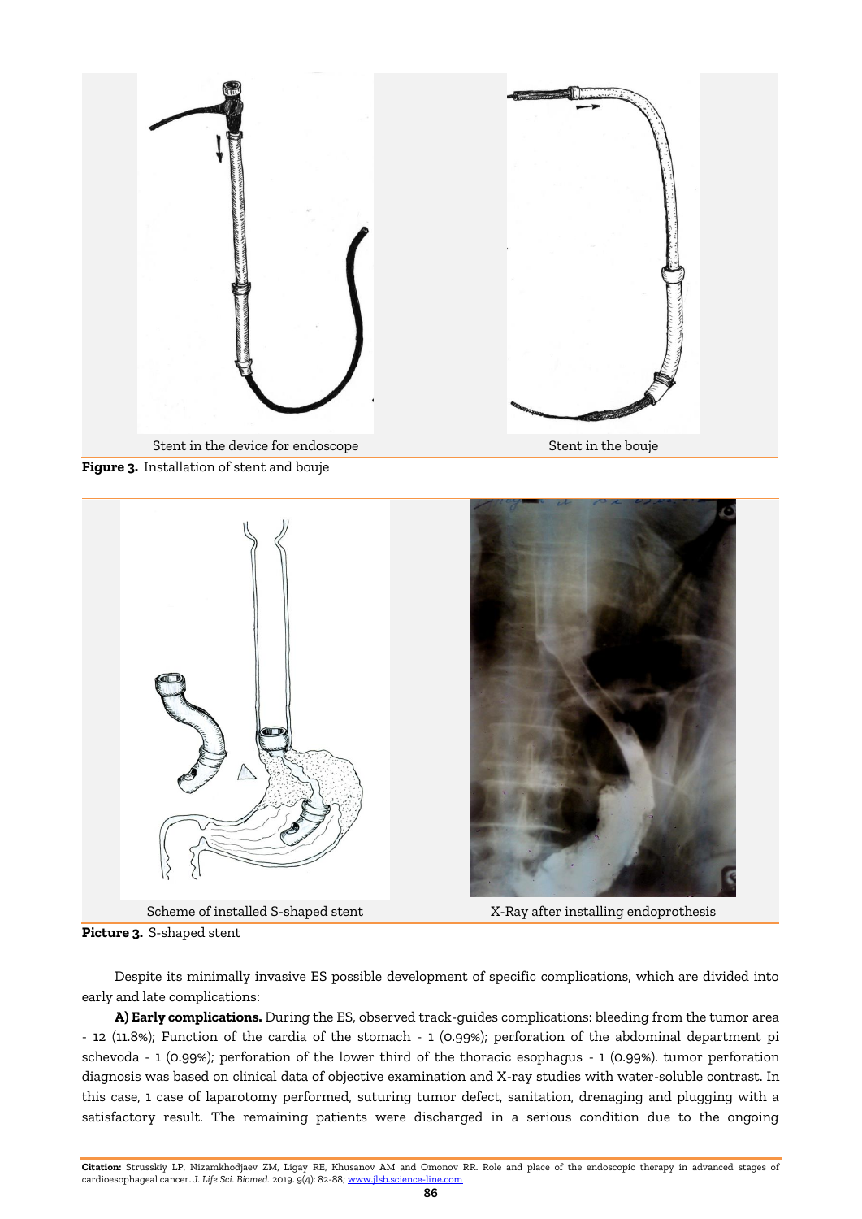Stent in the device for endoscope

Stent in the bouje

**Figure 3.** Installation of stent and bouje

Scheme of installed S-shaped stent

X-Ray after installing endoprothesis

**Picture 3.** S-shaped stent

Despite its minimally invasive ES possible development of specific complications, which are divided into early and late complications:

**A) Early complications.** During the ES, observed track-guides complications: bleeding from the tumor area - 12 (11.8%); Function of the cardia of the stomach - 1 (0.99%); perforation of the abdominal department pi schevoda - 1 (0.99%); perforation of the lower third of the thoracic esophagus - 1 (0.99%). tumor perforation diagnosis was based on clinical data of objective examination and X-ray studies with water-soluble contrast. In this case, 1 case of laparotomy performed, suturing tumor defect, sanitation, drenaging and plugging with a satisfactory result. The remaining patients were discharged in a serious condition due to the ongoing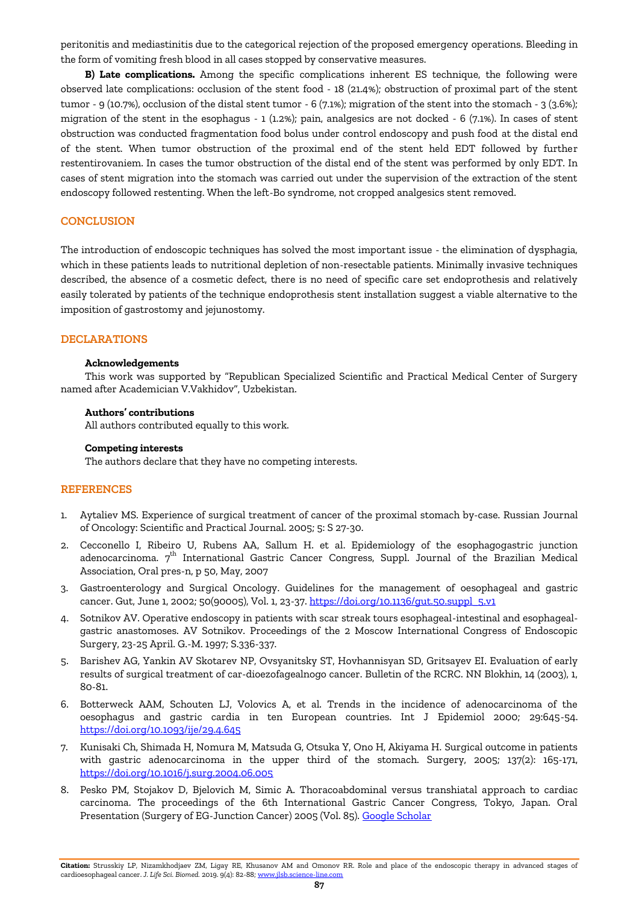peritonitis and mediastinitis due to the categorical rejection of the proposed emergency operations. Bleeding in the form of vomiting fresh blood in all cases stopped by conservative measures.

**B) Late complications.** Among the specific complications inherent ES technique, the following were observed late complications: occlusion of the stent food - 18 (21.4%); obstruction of proximal part of the stent tumor - 9 (10.7%), occlusion of the distal stent tumor - 6 (7.1%); migration of the stent into the stomach - 3 (3.6%); migration of the stent in the esophagus - 1 (1.2%); pain, analgesics are not docked - 6 (7.1%). In cases of stent obstruction was conducted fragmentation food bolus under control endoscopy and push food at the distal end of the stent. When tumor obstruction of the proximal end of the stent held EDT followed by further restentirovaniem. In cases the tumor obstruction of the distal end of the stent was performed by only EDT. In cases of stent migration into the stomach was carried out under the supervision of the extraction of the stent endoscopy followed restenting. When the left-Bo syndrome, not cropped analgesics stent removed.

## CONCLUSION

The introduction of endoscopic techniques has solved the most important issue - the elimination of dysphagia, which in these patients leads to nutritional depletion of non-resectable patients. Minimally invasive techniques described, the absence of a cosmetic defect, there is no need of specific care set endoprothesis and relatively easily tolerated by patients of the technique endoprothesis stent installation suggest a viable alternative to the imposition of gastrostomy and jejunostomy.

## DECLARATIONS

### Acknowledgements

This work was supported by "Republican Specialized Scientific and Practical Medical Center of Surgery named after Academician V.Vakhidov", Uzbekistan.

### Authors' contributions

All authors contributed equally to this work.

### Competing interests

The authors declare that they have no competing interests.

## REFERENCES

1. Aytaliev MS. Experience of surgical treatment of cancer of the proximal stomach by-case. Russian Journal of Oncology: Scientific and Practical Journal. 2005; 5: S 27-30.
2. Cecconello I, Ribeiro U, Rubens AA, Sallum H. et al. Epidemiology of the esophagogastric junction adenocarcinoma. 7th International Gastric Cancer Congress, Suppl. Journal of the Brazilian Medical Association, Oral pres-n, p 50, May, 2007
3. Gastroenterology and Surgical Oncology. Guidelines for the management of oesophageal and gastric cancer. Gut, June 1, 2002; 50(90005), Vol. 1, 23-37. https://doi.org/10.1136/gut.50.suppl_5.v1
4. Sotnikov AV. Operative endoscopy in patients with scar streak tours esophageal-intestinal and esophageal-gastric anastomoses. AV Sotnikov. Proceedings of the 2 Moscow International Congress of Endoscopic Surgery, 23-25 April. G.-M. 1997; S.336-337.
5. Barishev AG, Yankin AV Skotarev NP, Ovsyanitsky ST, Hovhannisyan SD, Gritsayev EI. Evaluation of early results of surgical treatment of car-dioezofagealnogo cancer. Bulletin of the RCRC. NN Blokhin, 14 (2003), 1, 80-81.
6. Botterweck AAM, Schouten LJ, Volovics A, et al. Trends in the incidence of adenocarcinoma of the oesophagus and gastric cardia in ten European countries. Int J Epidemiol 2000; 29:645-54. https://doi.org/10.1093/ije/29.4.645
7. Kunisaki Ch, Shimada H, Nomura M, Matsuda G, Otsuka Y, Ono H, Akiyama H. Surgical outcome in patients with gastric adenocarcinoma in the upper third of the stomach. Surgery, 2005; 137(2): 165-171, https://doi.org/10.1016/j.surg.2004.06.005
8. Pesko PM, Stojakov D, Bjelovich M, Simic A. Thoracoabdominal versus transhiatal approach to cardiac carcinoma. The proceedings of the 6th International Gastric Cancer Congress, Tokyo, Japan. Oral Presentation (Surgery of EG-Junction Cancer) 2005 (Vol. 85). Google Scholar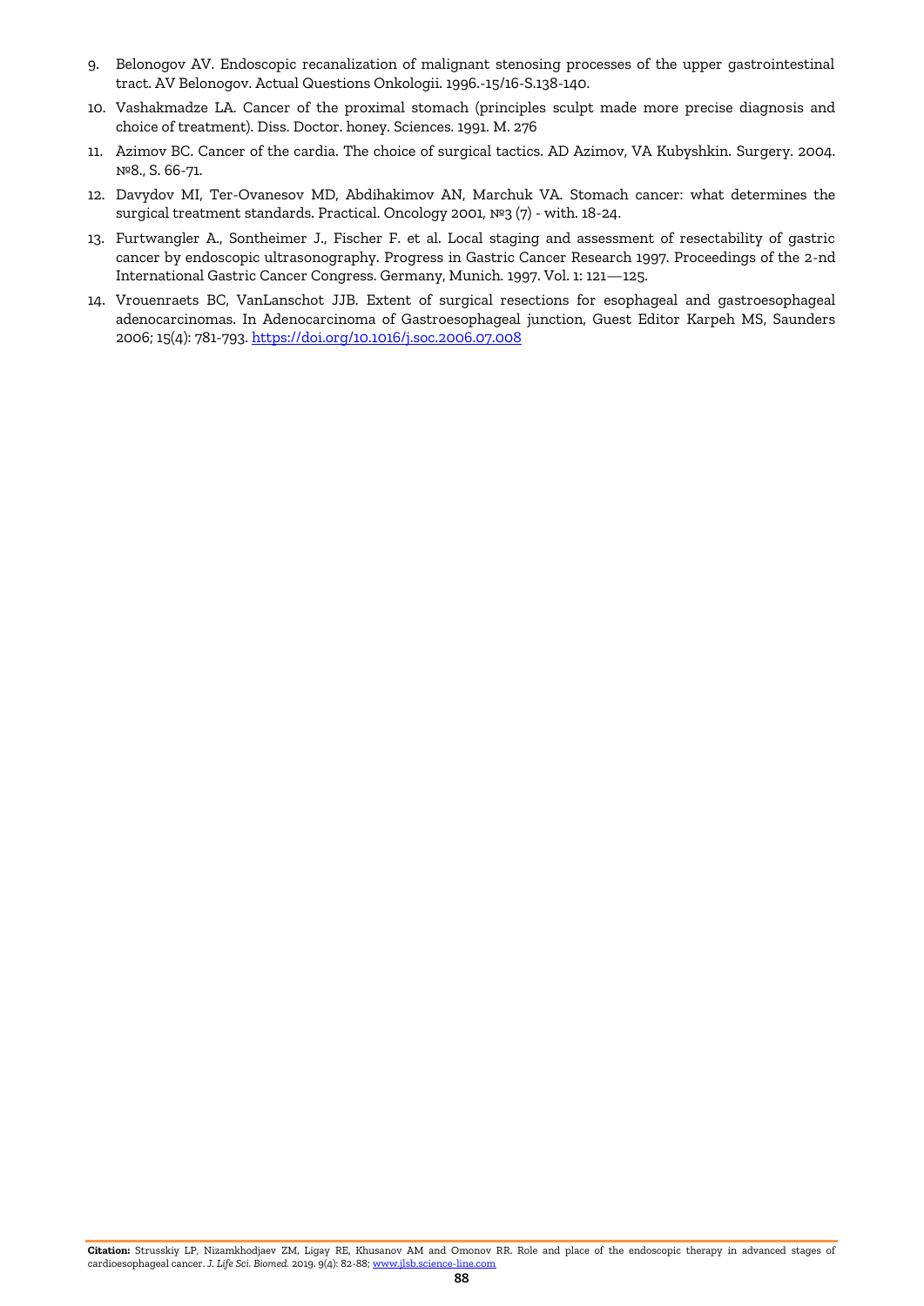9. Belonogov AV. Endoscopic recanalization of malignant stenosing processes of the upper gastrointestinal tract. AV Belonogov. Actual Questions Onkologii. 1996.-15/16-S.138-140.
10. Vashakmadze LA. Cancer of the proximal stomach (principles sculpt made more precise diagnosis and choice of treatment). Diss. Doctor. honey. Sciences. 1991. M. 276
11. Azimov BC. Cancer of the cardia. The choice of surgical tactics. AD Azimov, VA Kubyshkin. Surgery. 2004. №8., S. 66-71.
12. Davydov MI, Ter-Ovanesov MD, Abdihakimov AN, Marchuk VA. Stomach cancer: what determines the surgical treatment standards. Practical. Oncology 2001, №3 (7) - with. 18-24.
13. Furtwangler A., Sontheimer J., Fischer F. et al. Local staging and assessment of resectability of gastric cancer by endoscopic ultrasonography. Progress in Gastric Cancer Research 1997. Proceedings of the 2-nd International Gastric Cancer Congress. Germany, Munich. 1997. Vol. 1: 121—125.
14. Vrouenraets BC, VanLanschot JJB. Extent of surgical resections for esophageal and gastroesophageal adenocarcinomas. In Adenocarcinoma of Gastroesophageal junction, Guest Editor Karpeh MS, Saunders 2006; 15(4): 781-793. https://doi.org/10.1016/j.soc.2006.07.008